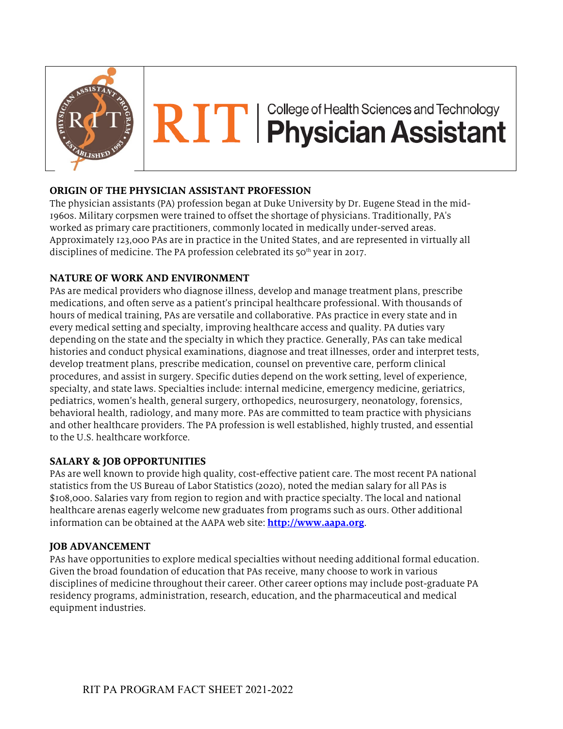# RIT | College of Health Sciences and Technology
## Physician Assistant

### ORIGIN OF THE PHYSICIAN ASSISTANT PROFESSION

The physician assistants (PA) profession began at Duke University by Dr. Eugene Stead in the mid-1960s. Military corpsmen were trained to offset the shortage of physicians. Traditionally, PA's worked as primary care practitioners, commonly located in medically under-served areas. Approximately 123,000 PAs are in practice in the United States, and are represented in virtually all disciplines of medicine. The PA profession celebrated its 50th year in 2017.

### NATURE OF WORK AND ENVIRONMENT

PAs are medical providers who diagnose illness, develop and manage treatment plans, prescribe medications, and often serve as a patient's principal healthcare professional. With thousands of hours of medical training, PAs are versatile and collaborative. PAs practice in every state and in every medical setting and specialty, improving healthcare access and quality. PA duties vary depending on the state and the specialty in which they practice. Generally, PAs can take medical histories and conduct physical examinations, diagnose and treat illnesses, order and interpret tests, develop treatment plans, prescribe medication, counsel on preventive care, perform clinical procedures, and assist in surgery. Specific duties depend on the work setting, level of experience, specialty, and state laws. Specialties include: internal medicine, emergency medicine, geriatrics, pediatrics, women's health, general surgery, orthopedics, neurosurgery, neonatology, forensics, behavioral health, radiology, and many more. PAs are committed to team practice with physicians and other healthcare providers. The PA profession is well established, highly trusted, and essential to the U.S. healthcare workforce.

### SALARY & JOB OPPORTUNITIES

PAs are well known to provide high quality, cost-effective patient care. The most recent PA national statistics from the US Bureau of Labor Statistics (2020), noted the median salary for all PAs is $108,000. Salaries vary from region to region and with practice specialty. The local and national healthcare arenas eagerly welcome new graduates from programs such as ours. Other additional information can be obtained at the AAPA web site: **[http://www.aapa.org](http://www.aapa.org)**.

### JOB ADVANCEMENT

PAs have opportunities to explore medical specialties without needing additional formal education. Given the broad foundation of education that PAs receive, many choose to work in various disciplines of medicine throughout their career. Other career options may include post-graduate PA residency programs, administration, research, education, and the pharmaceutical and medical equipment industries.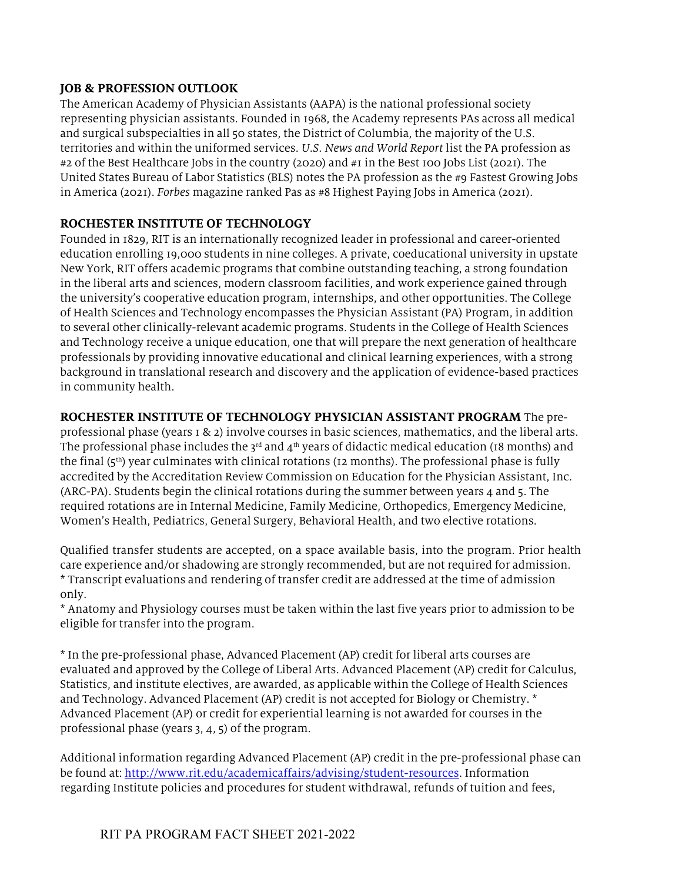**JOB & PROFESSION OUTLOOK**

The American Academy of Physician Assistants (AAPA) is the national professional society representing physician assistants. Founded in 1968, the Academy represents PAs across all medical and surgical subspecialties in all 50 states, the District of Columbia, the majority of the U.S. territories and within the uniformed services. *U.S. News and World Report* list the PA profession as #2 of the Best Healthcare Jobs in the country (2020) and #1 in the Best 100 Jobs List (2021). The United States Bureau of Labor Statistics (BLS) notes the PA profession as the #9 Fastest Growing Jobs in America (2021). *Forbes* magazine ranked Pas as #8 Highest Paying Jobs in America (2021).

**ROCHESTER INSTITUTE OF TECHNOLOGY**

Founded in 1829, RIT is an internationally recognized leader in professional and career-oriented education enrolling 19,000 students in nine colleges. A private, coeducational university in upstate New York, RIT offers academic programs that combine outstanding teaching, a strong foundation in the liberal arts and sciences, modern classroom facilities, and work experience gained through the university's cooperative education program, internships, and other opportunities. The College of Health Sciences and Technology encompasses the Physician Assistant (PA) Program, in addition to several other clinically-relevant academic programs. Students in the College of Health Sciences and Technology receive a unique education, one that will prepare the next generation of healthcare professionals by providing innovative educational and clinical learning experiences, with a strong background in translational research and discovery and the application of evidence-based practices in community health.

**ROCHESTER INSTITUTE OF TECHNOLOGY PHYSICIAN ASSISTANT PROGRAM** The pre-professional phase (years 1 & 2) involve courses in basic sciences, mathematics, and the liberal arts. The professional phase includes the 3rd and 4th years of didactic medical education (18 months) and the final (5th) year culminates with clinical rotations (12 months). The professional phase is fully accredited by the Accreditation Review Commission on Education for the Physician Assistant, Inc. (ARC-PA). Students begin the clinical rotations during the summer between years 4 and 5. The required rotations are in Internal Medicine, Family Medicine, Orthopedics, Emergency Medicine, Women's Health, Pediatrics, General Surgery, Behavioral Health, and two elective rotations.

Qualified transfer students are accepted, on a space available basis, into the program. Prior health care experience and/or shadowing are strongly recommended, but are not required for admission.
* Transcript evaluations and rendering of transfer credit are addressed at the time of admission only.
* Anatomy and Physiology courses must be taken within the last five years prior to admission to be eligible for transfer into the program.

* In the pre-professional phase, Advanced Placement (AP) credit for liberal arts courses are evaluated and approved by the College of Liberal Arts. Advanced Placement (AP) credit for Calculus, Statistics, and institute electives, are awarded, as applicable within the College of Health Sciences and Technology. Advanced Placement (AP) credit is not accepted for Biology or Chemistry. * Advanced Placement (AP) or credit for experiential learning is not awarded for courses in the professional phase (years 3, 4, 5) of the program.

Additional information regarding Advanced Placement (AP) credit in the pre-professional phase can be found at: [http://www.rit.edu/academicaffairs/advising/student-resources](http://www.rit.edu/academicaffairs/advising/student-resources). Information regarding Institute policies and procedures for student withdrawal, refunds of tuition and fees,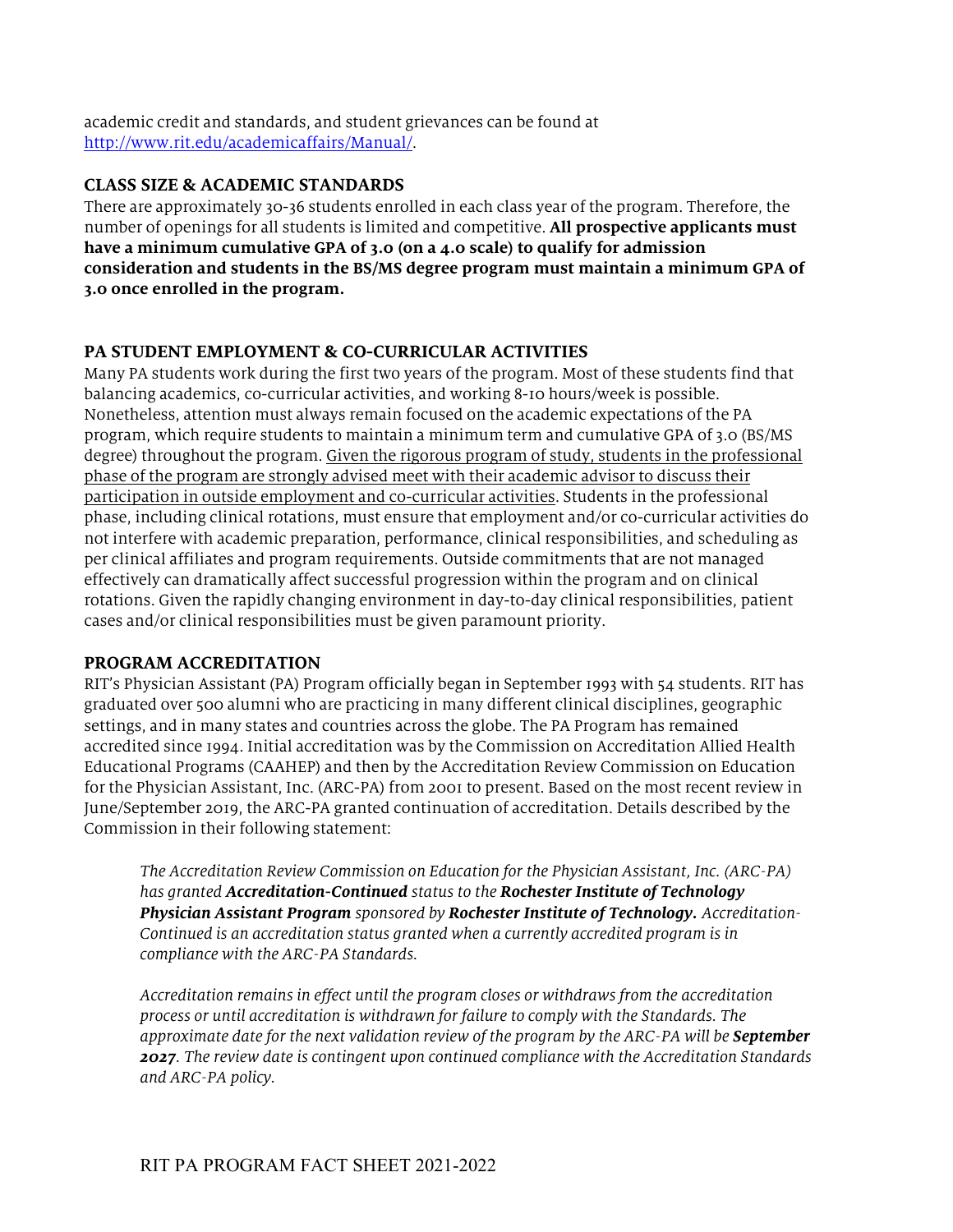academic credit and standards, and student grievances can be found at [http://www.rit.edu/academicaffairs/Manual/](http://www.rit.edu/academicaffairs/Manual/).

## CLASS SIZE & ACADEMIC STANDARDS

There are approximately 30-36 students enrolled in each class year of the program. Therefore, the number of openings for all students is limited and competitive. **All prospective applicants must have a minimum cumulative GPA of 3.0 (on a 4.0 scale) to qualify for admission consideration and students in the BS/MS degree program must maintain a minimum GPA of 3.0 once enrolled in the program.**

## PA STUDENT EMPLOYMENT & CO-CURRICULAR ACTIVITIES

Many PA students work during the first two years of the program. Most of these students find that balancing academics, co-curricular activities, and working 8-10 hours/week is possible. Nonetheless, attention must always remain focused on the academic expectations of the PA program, which require students to maintain a minimum term and cumulative GPA of 3.0 (BS/MS degree) throughout the program. <u>Given the rigorous program of study, students in the professional phase of the program are strongly advised meet with their academic advisor to discuss their participation in outside employment and co-curricular activities</u>. Students in the professional phase, including clinical rotations, must ensure that employment and/or co-curricular activities do not interfere with academic preparation, performance, clinical responsibilities, and scheduling as per clinical affiliates and program requirements. Outside commitments that are not managed effectively can dramatically affect successful progression within the program and on clinical rotations. Given the rapidly changing environment in day-to-day clinical responsibilities, patient cases and/or clinical responsibilities must be given paramount priority.

## PROGRAM ACCREDITATION

RIT's Physician Assistant (PA) Program officially began in September 1993 with 54 students. RIT has graduated over 500 alumni who are practicing in many different clinical disciplines, geographic settings, and in many states and countries across the globe. The PA Program has remained accredited since 1994. Initial accreditation was by the Commission on Accreditation Allied Health Educational Programs (CAAHEP) and then by the Accreditation Review Commission on Education for the Physician Assistant, Inc. (ARC-PA) from 2001 to present. Based on the most recent review in June/September 2019, the ARC-PA granted continuation of accreditation. Details described by the Commission in their following statement:

> *The Accreditation Review Commission on Education for the Physician Assistant, Inc. (ARC-PA) has granted* ***Accreditation-Continued*** *status to the* ***Rochester Institute of Technology Physician Assistant Program*** *sponsored by* ***Rochester Institute of Technology.*** *Accreditation-Continued is an accreditation status granted when a currently accredited program is in compliance with the ARC-PA Standards.*
>
> *Accreditation remains in effect until the program closes or withdraws from the accreditation process or until accreditation is withdrawn for failure to comply with the Standards. The approximate date for the next validation review of the program by the ARC-PA will be* ***September 2027****. The review date is contingent upon continued compliance with the Accreditation Standards and ARC-PA policy.*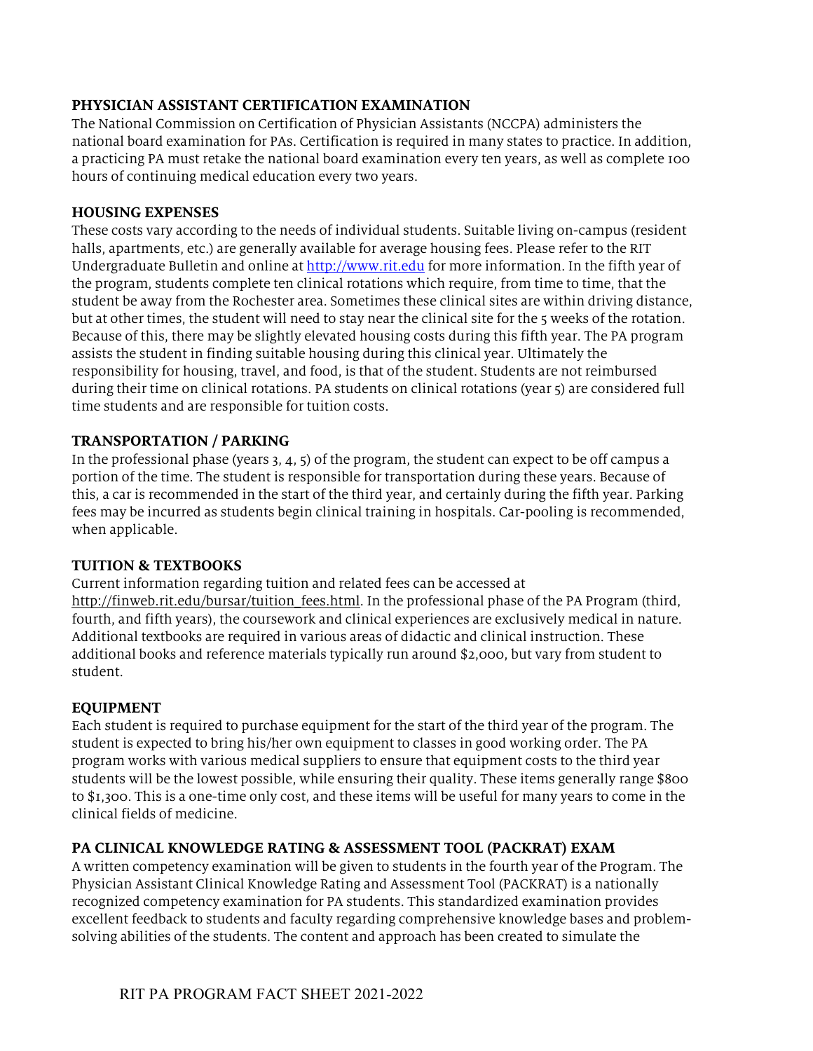**PHYSICIAN ASSISTANT CERTIFICATION EXAMINATION**

The National Commission on Certification of Physician Assistants (NCCPA) administers the national board examination for PAs. Certification is required in many states to practice. In addition, a practicing PA must retake the national board examination every ten years, as well as complete 100 hours of continuing medical education every two years.

**HOUSING EXPENSES**

These costs vary according to the needs of individual students. Suitable living on-campus (resident halls, apartments, etc.) are generally available for average housing fees. Please refer to the RIT Undergraduate Bulletin and online at [http://www.rit.edu](http://www.rit.edu) for more information. In the fifth year of the program, students complete ten clinical rotations which require, from time to time, that the student be away from the Rochester area. Sometimes these clinical sites are within driving distance, but at other times, the student will need to stay near the clinical site for the 5 weeks of the rotation. Because of this, there may be slightly elevated housing costs during this fifth year. The PA program assists the student in finding suitable housing during this clinical year. Ultimately the responsibility for housing, travel, and food, is that of the student. Students are not reimbursed during their time on clinical rotations. PA students on clinical rotations (year 5) are considered full time students and are responsible for tuition costs.

**TRANSPORTATION / PARKING**

In the professional phase (years 3, 4, 5) of the program, the student can expect to be off campus a portion of the time. The student is responsible for transportation during these years. Because of this, a car is recommended in the start of the third year, and certainly during the fifth year. Parking fees may be incurred as students begin clinical training in hospitals. Car-pooling is recommended, when applicable.

**TUITION & TEXTBOOKS**

Current information regarding tuition and related fees can be accessed at http://finweb.rit.edu/bursar/tuition_fees.html. In the professional phase of the PA Program (third, fourth, and fifth years), the coursework and clinical experiences are exclusively medical in nature. Additional textbooks are required in various areas of didactic and clinical instruction. These additional books and reference materials typically run around $2,000, but vary from student to student.

**EQUIPMENT**

Each student is required to purchase equipment for the start of the third year of the program. The student is expected to bring his/her own equipment to classes in good working order. The PA program works with various medical suppliers to ensure that equipment costs to the third year students will be the lowest possible, while ensuring their quality. These items generally range $800 to $1,300. This is a one-time only cost, and these items will be useful for many years to come in the clinical fields of medicine.

**PA CLINICAL KNOWLEDGE RATING & ASSESSMENT TOOL (PACKRAT) EXAM**

A written competency examination will be given to students in the fourth year of the Program. The Physician Assistant Clinical Knowledge Rating and Assessment Tool (PACKRAT) is a nationally recognized competency examination for PA students. This standardized examination provides excellent feedback to students and faculty regarding comprehensive knowledge bases and problem-solving abilities of the students. The content and approach has been created to simulate the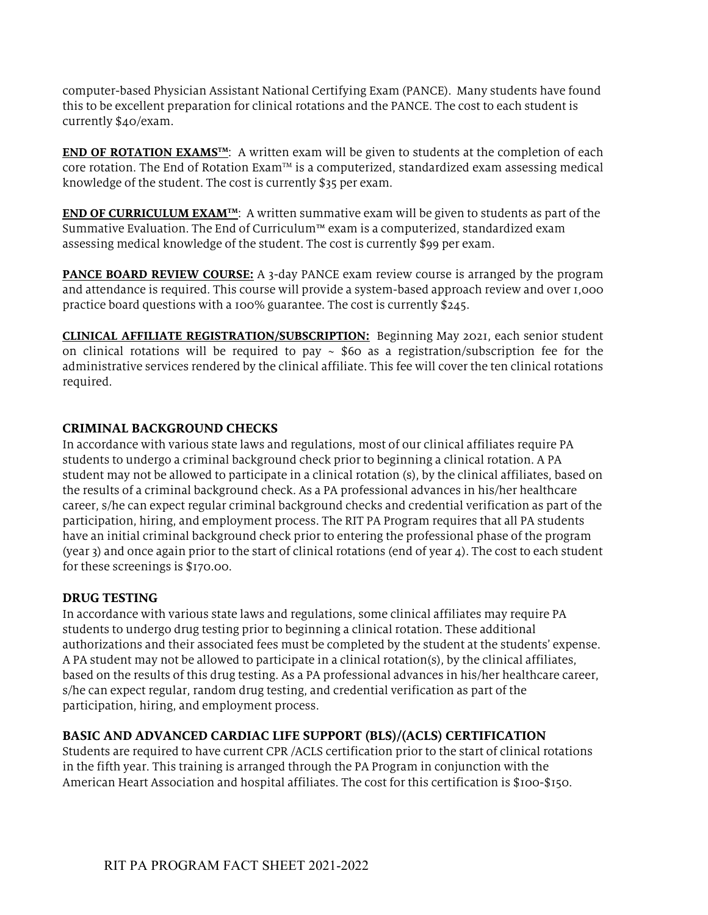computer-based Physician Assistant National Certifying Exam (PANCE). Many students have found this to be excellent preparation for clinical rotations and the PANCE. The cost to each student is currently $40/exam.

**END OF ROTATION EXAMS™**: A written exam will be given to students at the completion of each core rotation. The End of Rotation Exam™ is a computerized, standardized exam assessing medical knowledge of the student. The cost is currently $35 per exam.

**END OF CURRICULUM EXAM™**: A written summative exam will be given to students as part of the Summative Evaluation. The End of Curriculum™ exam is a computerized, standardized exam assessing medical knowledge of the student. The cost is currently $99 per exam.

**PANCE BOARD REVIEW COURSE:** A 3-day PANCE exam review course is arranged by the program and attendance is required. This course will provide a system-based approach review and over 1,000 practice board questions with a 100% guarantee. The cost is currently $245.

**CLINICAL AFFILIATE REGISTRATION/SUBSCRIPTION:** Beginning May 2021, each senior student on clinical rotations will be required to pay ~ $60 as a registration/subscription fee for the administrative services rendered by the clinical affiliate. This fee will cover the ten clinical rotations required.

### CRIMINAL BACKGROUND CHECKS

In accordance with various state laws and regulations, most of our clinical affiliates require PA students to undergo a criminal background check prior to beginning a clinical rotation. A PA student may not be allowed to participate in a clinical rotation (s), by the clinical affiliates, based on the results of a criminal background check. As a PA professional advances in his/her healthcare career, s/he can expect regular criminal background checks and credential verification as part of the participation, hiring, and employment process. The RIT PA Program requires that all PA students have an initial criminal background check prior to entering the professional phase of the program (year 3) and once again prior to the start of clinical rotations (end of year 4). The cost to each student for these screenings is $170.00.

### DRUG TESTING

In accordance with various state laws and regulations, some clinical affiliates may require PA students to undergo drug testing prior to beginning a clinical rotation. These additional authorizations and their associated fees must be completed by the student at the students' expense. A PA student may not be allowed to participate in a clinical rotation(s), by the clinical affiliates, based on the results of this drug testing. As a PA professional advances in his/her healthcare career, s/he can expect regular, random drug testing, and credential verification as part of the participation, hiring, and employment process.

### BASIC AND ADVANCED CARDIAC LIFE SUPPORT (BLS)/(ACLS) CERTIFICATION

Students are required to have current CPR /ACLS certification prior to the start of clinical rotations in the fifth year. This training is arranged through the PA Program in conjunction with the American Heart Association and hospital affiliates. The cost for this certification is $100-$150.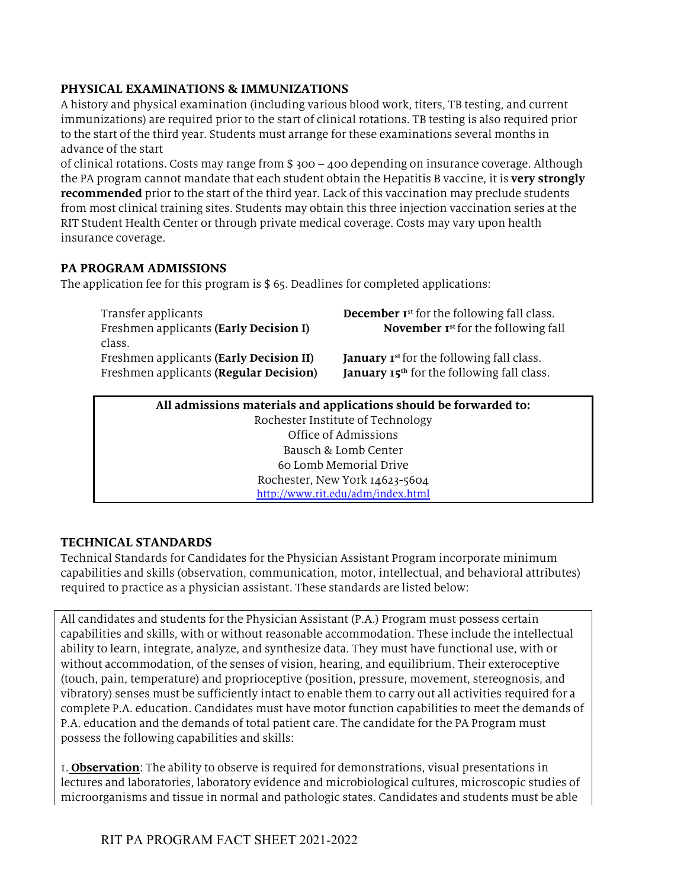## PHYSICAL EXAMINATIONS & IMMUNIZATIONS

A history and physical examination (including various blood work, titers, TB testing, and current immunizations) are required prior to the start of clinical rotations. TB testing is also required prior to the start of the third year. Students must arrange for these examinations several months in advance of the start of clinical rotations. Costs may range from $ 300 – 400 depending on insurance coverage. Although the PA program cannot mandate that each student obtain the Hepatitis B vaccine, it is **very strongly recommended** prior to the start of the third year. Lack of this vaccination may preclude students from most clinical training sites. Students may obtain this three injection vaccination series at the RIT Student Health Center or through private medical coverage. Costs may vary upon health insurance coverage.

## PA PROGRAM ADMISSIONS

The application fee for this program is $ 65. Deadlines for completed applications:

| | |
|---|---|
| Transfer applicants | **December 1st** for the following fall class. |
| Freshmen applicants **(Early Decision I)** | **November 1st** for the following fall class. |
| Freshmen applicants **(Early Decision II)** | **January 1st** for the following fall class. |
| Freshmen applicants **(Regular Decision)** | **January 15th** for the following fall class. |

**All admissions materials and applications should be forwarded to:**
Rochester Institute of Technology
Office of Admissions
Bausch & Lomb Center
60 Lomb Memorial Drive
Rochester, New York 14623-5604
http://www.rit.edu/adm/index.html

## TECHNICAL STANDARDS

Technical Standards for Candidates for the Physician Assistant Program incorporate minimum capabilities and skills (observation, communication, motor, intellectual, and behavioral attributes) required to practice as a physician assistant. These standards are listed below:

All candidates and students for the Physician Assistant (P.A.) Program must possess certain capabilities and skills, with or without reasonable accommodation. These include the intellectual ability to learn, integrate, analyze, and synthesize data. They must have functional use, with or without accommodation, of the senses of vision, hearing, and equilibrium. Their exteroceptive (touch, pain, temperature) and proprioceptive (position, pressure, movement, stereognosis, and vibratory) senses must be sufficiently intact to enable them to carry out all activities required for a complete P.A. education. Candidates must have motor function capabilities to meet the demands of P.A. education and the demands of total patient care. The candidate for the PA Program must possess the following capabilities and skills:

1. **Observation**: The ability to observe is required for demonstrations, visual presentations in lectures and laboratories, laboratory evidence and microbiological cultures, microscopic studies of microorganisms and tissue in normal and pathologic states. Candidates and students must be able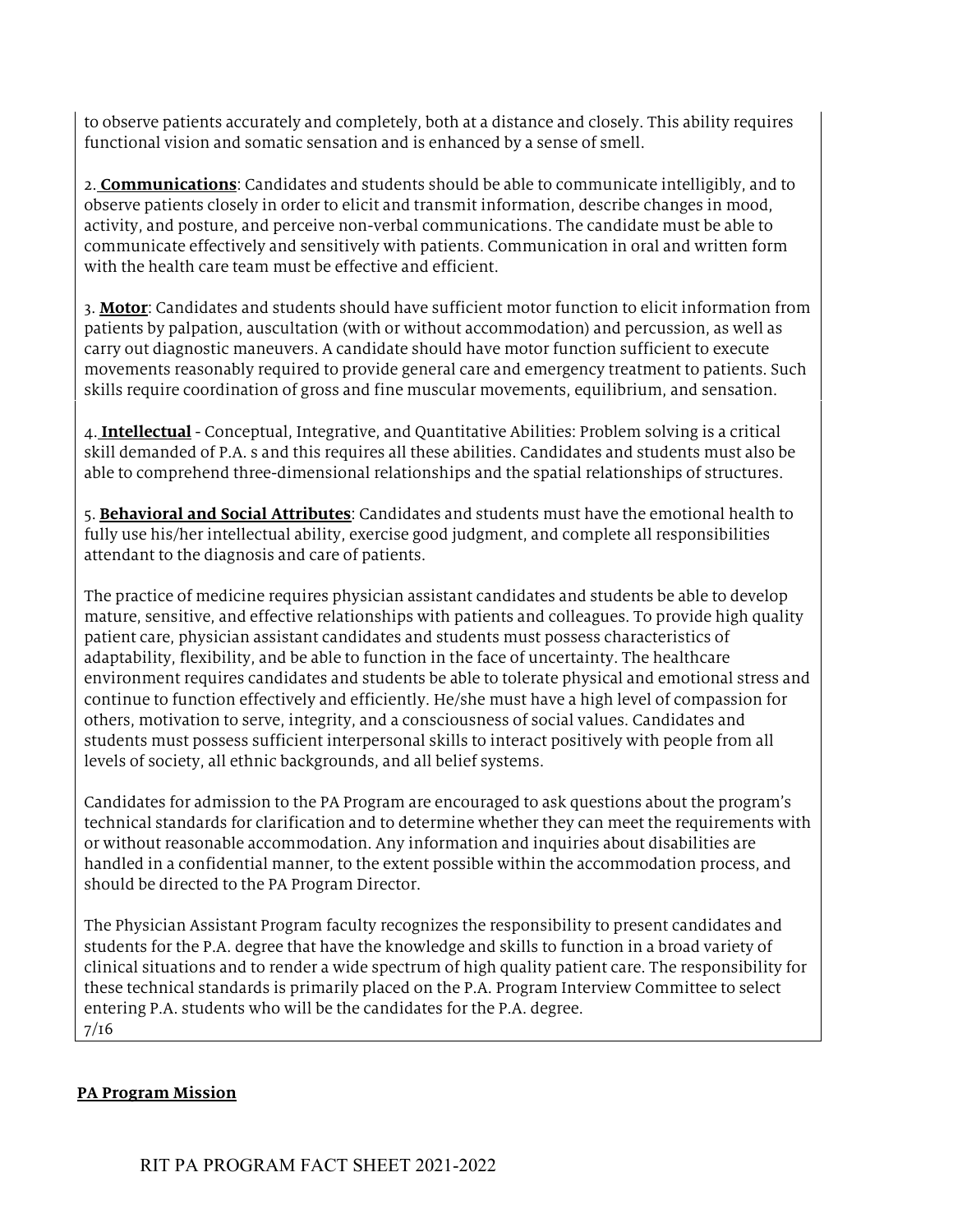to observe patients accurately and completely, both at a distance and closely. This ability requires functional vision and somatic sensation and is enhanced by a sense of smell.

2. **Communications**: Candidates and students should be able to communicate intelligibly, and to observe patients closely in order to elicit and transmit information, describe changes in mood, activity, and posture, and perceive non-verbal communications. The candidate must be able to communicate effectively and sensitively with patients. Communication in oral and written form with the health care team must be effective and efficient.

3. **Motor**: Candidates and students should have sufficient motor function to elicit information from patients by palpation, auscultation (with or without accommodation) and percussion, as well as carry out diagnostic maneuvers. A candidate should have motor function sufficient to execute movements reasonably required to provide general care and emergency treatment to patients. Such skills require coordination of gross and fine muscular movements, equilibrium, and sensation.

4. **Intellectual** - Conceptual, Integrative, and Quantitative Abilities: Problem solving is a critical skill demanded of P.A. s and this requires all these abilities. Candidates and students must also be able to comprehend three-dimensional relationships and the spatial relationships of structures.

5. **Behavioral and Social Attributes**: Candidates and students must have the emotional health to fully use his/her intellectual ability, exercise good judgment, and complete all responsibilities attendant to the diagnosis and care of patients.

The practice of medicine requires physician assistant candidates and students be able to develop mature, sensitive, and effective relationships with patients and colleagues. To provide high quality patient care, physician assistant candidates and students must possess characteristics of adaptability, flexibility, and be able to function in the face of uncertainty. The healthcare environment requires candidates and students be able to tolerate physical and emotional stress and continue to function effectively and efficiently. He/she must have a high level of compassion for others, motivation to serve, integrity, and a consciousness of social values. Candidates and students must possess sufficient interpersonal skills to interact positively with people from all levels of society, all ethnic backgrounds, and all belief systems.

Candidates for admission to the PA Program are encouraged to ask questions about the program's technical standards for clarification and to determine whether they can meet the requirements with or without reasonable accommodation. Any information and inquiries about disabilities are handled in a confidential manner, to the extent possible within the accommodation process, and should be directed to the PA Program Director.

The Physician Assistant Program faculty recognizes the responsibility to present candidates and students for the P.A. degree that have the knowledge and skills to function in a broad variety of clinical situations and to render a wide spectrum of high quality patient care. The responsibility for these technical standards is primarily placed on the P.A. Program Interview Committee to select entering P.A. students who will be the candidates for the P.A. degree.
7/16

**PA Program Mission**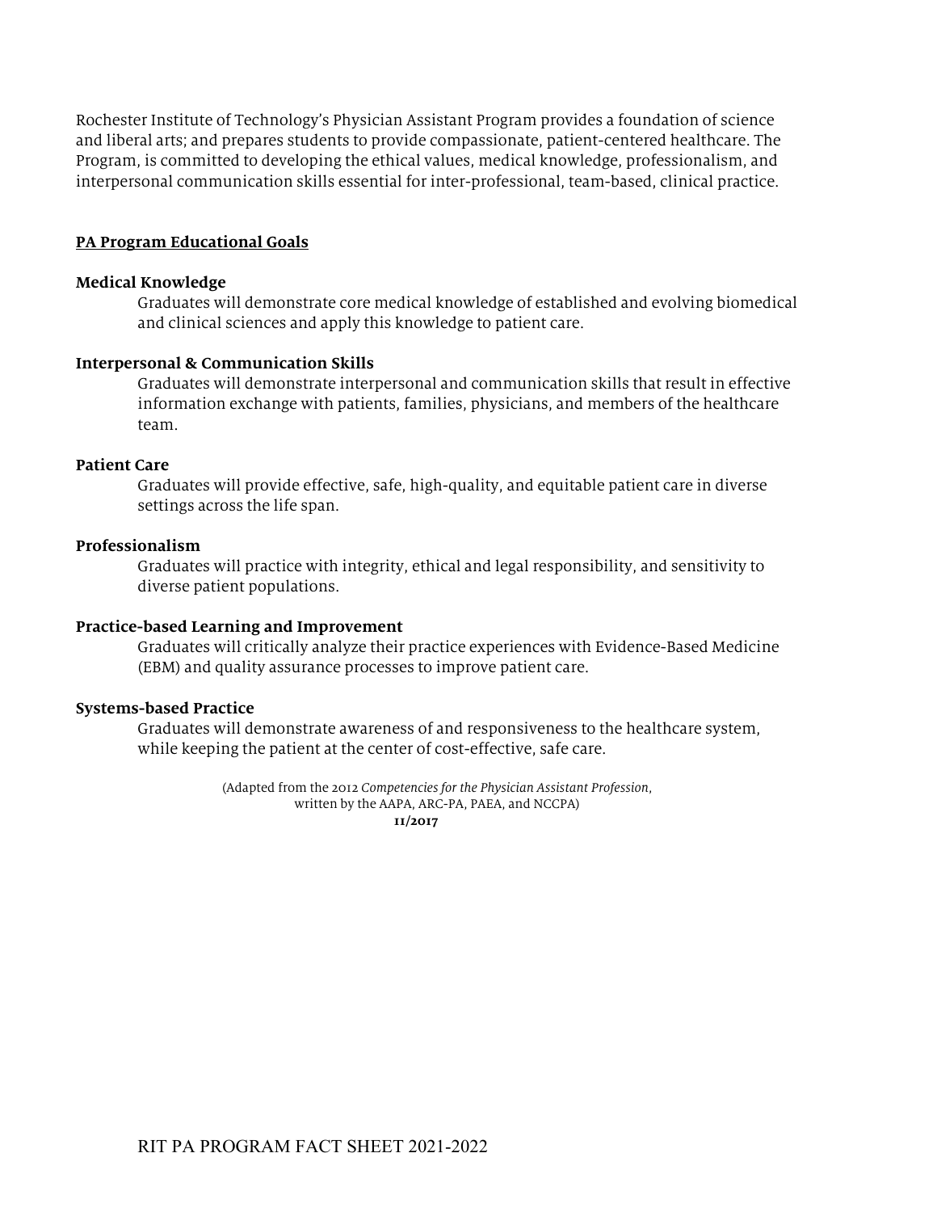Rochester Institute of Technology's Physician Assistant Program provides a foundation of science and liberal arts; and prepares students to provide compassionate, patient-centered healthcare. The Program, is committed to developing the ethical values, medical knowledge, professionalism, and interpersonal communication skills essential for inter-professional, team-based, clinical practice.

## PA Program Educational Goals

**Medical Knowledge**

Graduates will demonstrate core medical knowledge of established and evolving biomedical and clinical sciences and apply this knowledge to patient care.

**Interpersonal & Communication Skills**

Graduates will demonstrate interpersonal and communication skills that result in effective information exchange with patients, families, physicians, and members of the healthcare team.

**Patient Care**

Graduates will provide effective, safe, high-quality, and equitable patient care in diverse settings across the life span.

**Professionalism**

Graduates will practice with integrity, ethical and legal responsibility, and sensitivity to diverse patient populations.

**Practice-based Learning and Improvement**

Graduates will critically analyze their practice experiences with Evidence-Based Medicine (EBM) and quality assurance processes to improve patient care.

**Systems-based Practice**

Graduates will demonstrate awareness of and responsiveness to the healthcare system, while keeping the patient at the center of cost-effective, safe care.

(Adapted from the 2012 *Competencies for the Physician Assistant Profession*, written by the AAPA, ARC-PA, PAEA, and NCCPA)

**11/2017**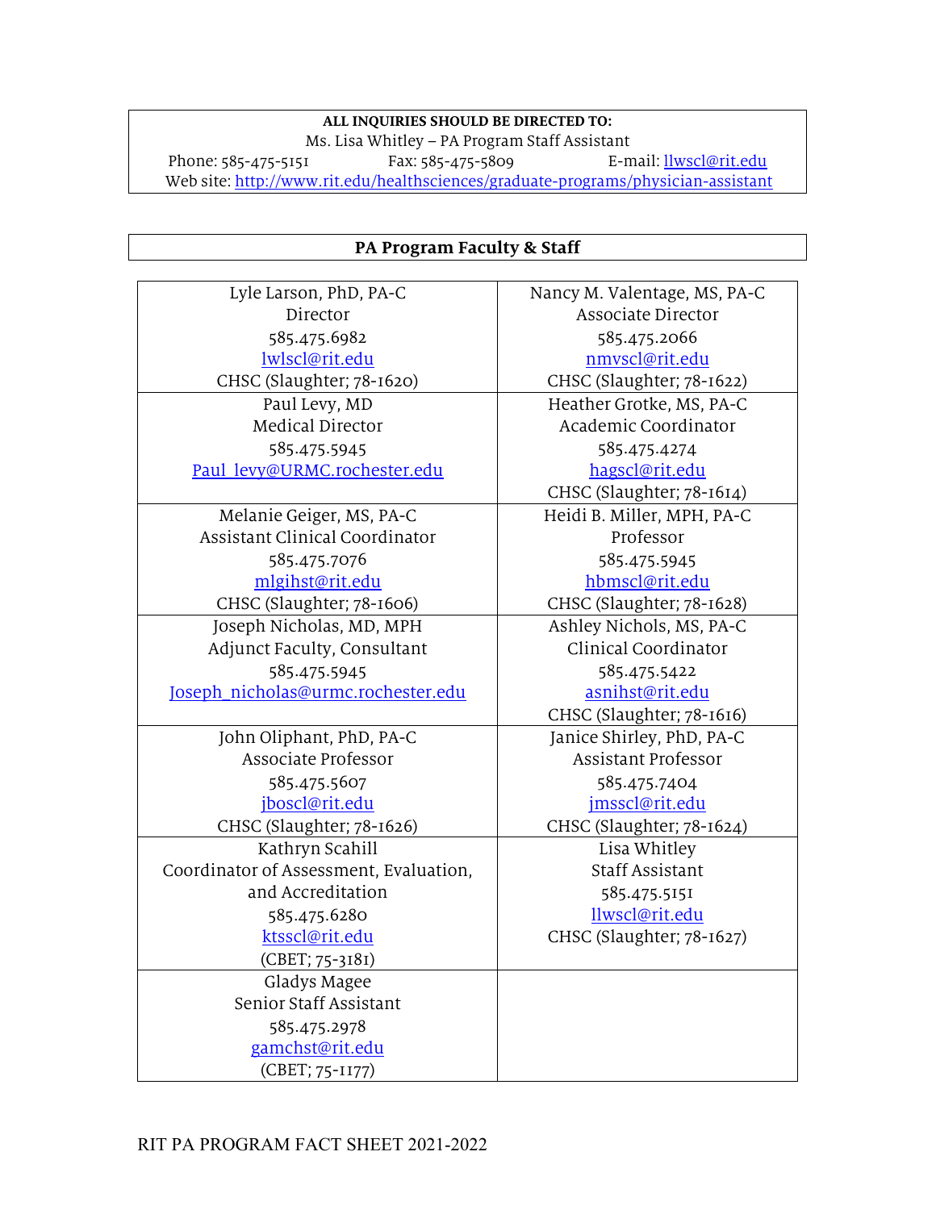**ALL INQUIRIES SHOULD BE DIRECTED TO:**
Ms. Lisa Whitley – PA Program Staff Assistant
Phone: 585-475-5151 Fax: 585-475-5809 E-mail: llwscl@rit.edu
Web site: http://www.rit.edu/healthsciences/graduate-programs/physician-assistant

## PA Program Faculty & Staff

| | |
|---|---|
| Lyle Larson, PhD, PA-C<br>Director<br>585.475.6982<br>lwlscl@rit.edu<br>CHSC (Slaughter; 78-1620) | Nancy M. Valentage, MS, PA-C<br>Associate Director<br>585.475.2066<br>nmvscl@rit.edu<br>CHSC (Slaughter; 78-1622) |
| Paul Levy, MD<br>Medical Director<br>585.475.5945<br>Paul_levy@URMC.rochester.edu | Heather Grotke, MS, PA-C<br>Academic Coordinator<br>585.475.4274<br>hagscl@rit.edu<br>CHSC (Slaughter; 78-1614) |
| Melanie Geiger, MS, PA-C<br>Assistant Clinical Coordinator<br>585.475.7076<br>mlgihst@rit.edu<br>CHSC (Slaughter; 78-1606) | Heidi B. Miller, MPH, PA-C<br>Professor<br>585.475.5945<br>hbmscl@rit.edu<br>CHSC (Slaughter; 78-1628) |
| Joseph Nicholas, MD, MPH<br>Adjunct Faculty, Consultant<br>585.475.5945<br>Joseph_nicholas@urmc.rochester.edu | Ashley Nichols, MS, PA-C<br>Clinical Coordinator<br>585.475.5422<br>asnihst@rit.edu<br>CHSC (Slaughter; 78-1616) |
| John Oliphant, PhD, PA-C<br>Associate Professor<br>585.475.5607<br>jboscl@rit.edu<br>CHSC (Slaughter; 78-1626) | Janice Shirley, PhD, PA-C<br>Assistant Professor<br>585.475.7404<br>jmsscl@rit.edu<br>CHSC (Slaughter; 78-1624) |
| Kathryn Scahill<br>Coordinator of Assessment, Evaluation, and Accreditation<br>585.475.6280<br>ktsscl@rit.edu<br>(CBET; 75-3181) | Lisa Whitley<br>Staff Assistant<br>585.475.5151<br>llwscl@rit.edu<br>CHSC (Slaughter; 78-1627) |
| Gladys Magee<br>Senior Staff Assistant<br>585.475.2978<br>gamchst@rit.edu<br>(CBET; 75-1177) | |

RIT PA PROGRAM FACT SHEET 2021-2022